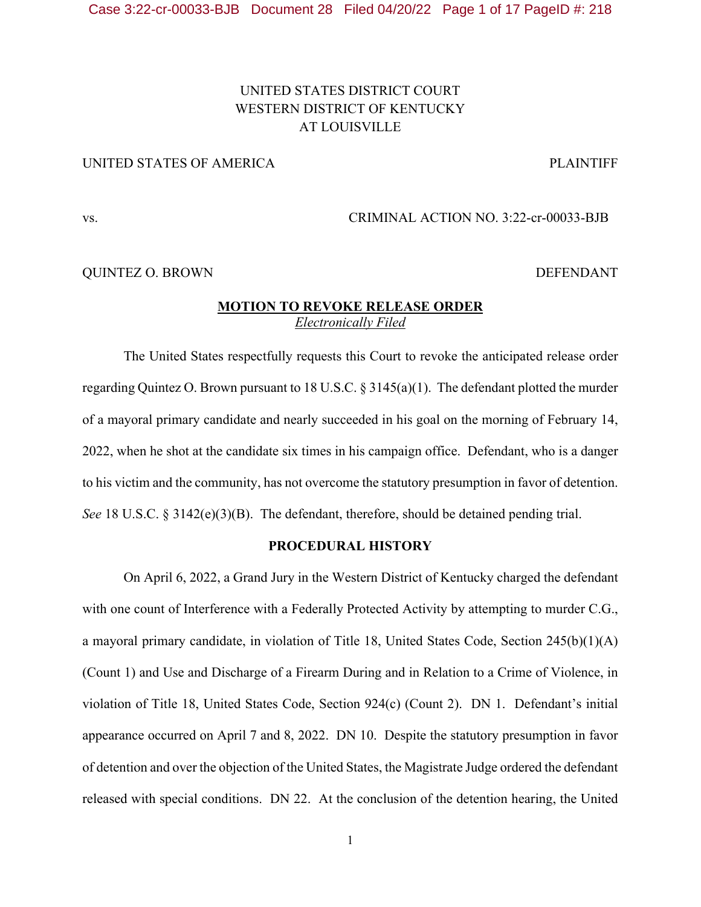UNITED STATES DISTRICT COURT
WESTERN DISTRICT OF KENTUCKY
AT LOUISVILLE

UNITED STATES OF AMERICA PLAINTIFF

vs. CRIMINAL ACTION NO. 3:22-cr-00033-BJB

QUINTEZ O. BROWN DEFENDANT

**MOTION TO REVOKE RELEASE ORDER**

*Electronically Filed*

The United States respectfully requests this Court to revoke the anticipated release order regarding Quintez O. Brown pursuant to 18 U.S.C. § 3145(a)(1). The defendant plotted the murder of a mayoral primary candidate and nearly succeeded in his goal on the morning of February 14, 2022, when he shot at the candidate six times in his campaign office. Defendant, who is a danger to his victim and the community, has not overcome the statutory presumption in favor of detention. *See* 18 U.S.C. § 3142(e)(3)(B). The defendant, therefore, should be detained pending trial.

**PROCEDURAL HISTORY**

On April 6, 2022, a Grand Jury in the Western District of Kentucky charged the defendant with one count of Interference with a Federally Protected Activity by attempting to murder C.G., a mayoral primary candidate, in violation of Title 18, United States Code, Section 245(b)(1)(A) (Count 1) and Use and Discharge of a Firearm During and in Relation to a Crime of Violence, in violation of Title 18, United States Code, Section 924(c) (Count 2). DN 1. Defendant's initial appearance occurred on April 7 and 8, 2022. DN 10. Despite the statutory presumption in favor of detention and over the objection of the United States, the Magistrate Judge ordered the defendant released with special conditions. DN 22. At the conclusion of the detention hearing, the United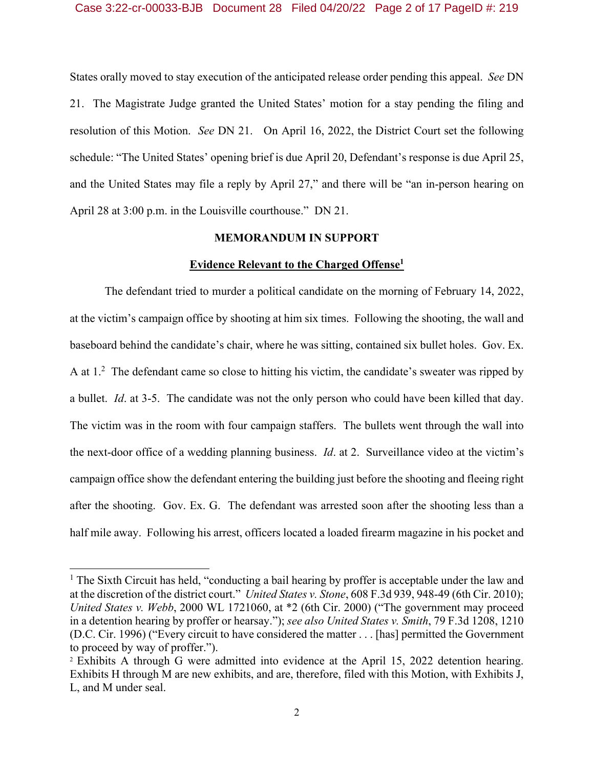States orally moved to stay execution of the anticipated release order pending this appeal. *See* DN 21. The Magistrate Judge granted the United States' motion for a stay pending the filing and resolution of this Motion. *See* DN 21. On April 16, 2022, the District Court set the following schedule: "The United States' opening brief is due April 20, Defendant's response is due April 25, and the United States may file a reply by April 27," and there will be "an in-person hearing on April 28 at 3:00 p.m. in the Louisville courthouse." DN 21.

**MEMORANDUM IN SUPPORT**

**Evidence Relevant to the Charged Offense[1]**

The defendant tried to murder a political candidate on the morning of February 14, 2022, at the victim's campaign office by shooting at him six times. Following the shooting, the wall and baseboard behind the candidate's chair, where he was sitting, contained six bullet holes. Gov. Ex. A at 1.[2] The defendant came so close to hitting his victim, the candidate's sweater was ripped by a bullet. *Id*. at 3-5. The candidate was not the only person who could have been killed that day. The victim was in the room with four campaign staffers. The bullets went through the wall into the next-door office of a wedding planning business. *Id*. at 2. Surveillance video at the victim's campaign office show the defendant entering the building just before the shooting and fleeing right after the shooting. Gov. Ex. G. The defendant was arrested soon after the shooting less than a half mile away. Following his arrest, officers located a loaded firearm magazine in his pocket and

---

[1] The Sixth Circuit has held, "conducting a bail hearing by proffer is acceptable under the law and at the discretion of the district court." *United States v. Stone*, 608 F.3d 939, 948-49 (6th Cir. 2010); *United States v. Webb*, 2000 WL 1721060, at *2 (6th Cir. 2000) ("The government may proceed in a detention hearing by proffer or hearsay."); *see also United States v. Smith*, 79 F.3d 1208, 1210 (D.C. Cir. 1996) ("Every circuit to have considered the matter . . . [has] permitted the Government to proceed by way of proffer.").

[2] Exhibits A through G were admitted into evidence at the April 15, 2022 detention hearing. Exhibits H through M are new exhibits, and are, therefore, filed with this Motion, with Exhibits J, L, and M under seal.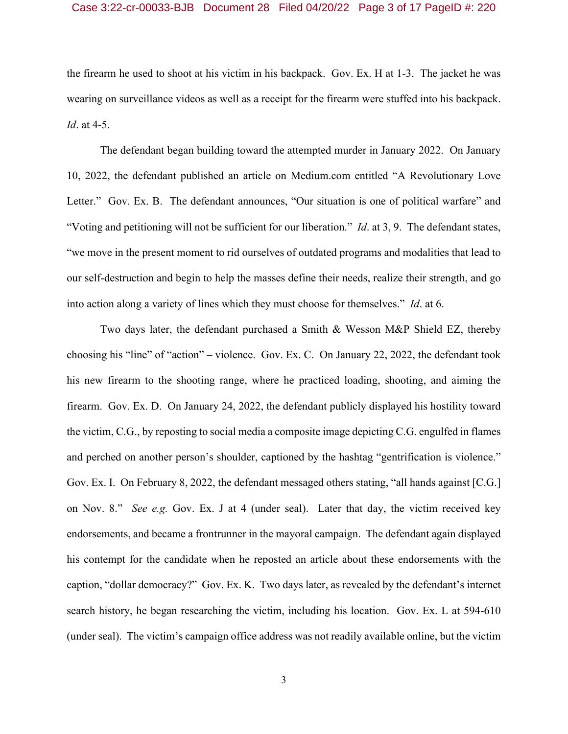the firearm he used to shoot at his victim in his backpack. Gov. Ex. H at 1-3. The jacket he was wearing on surveillance videos as well as a receipt for the firearm were stuffed into his backpack. *Id*. at 4-5.

The defendant began building toward the attempted murder in January 2022. On January 10, 2022, the defendant published an article on Medium.com entitled "A Revolutionary Love Letter." Gov. Ex. B. The defendant announces, "Our situation is one of political warfare" and "Voting and petitioning will not be sufficient for our liberation." *Id*. at 3, 9. The defendant states, "we move in the present moment to rid ourselves of outdated programs and modalities that lead to our self-destruction and begin to help the masses define their needs, realize their strength, and go into action along a variety of lines which they must choose for themselves." *Id*. at 6.

Two days later, the defendant purchased a Smith & Wesson M&P Shield EZ, thereby choosing his "line" of "action" – violence. Gov. Ex. C. On January 22, 2022, the defendant took his new firearm to the shooting range, where he practiced loading, shooting, and aiming the firearm. Gov. Ex. D. On January 24, 2022, the defendant publicly displayed his hostility toward the victim, C.G., by reposting to social media a composite image depicting C.G. engulfed in flames and perched on another person's shoulder, captioned by the hashtag "gentrification is violence." Gov. Ex. I. On February 8, 2022, the defendant messaged others stating, "all hands against [C.G.] on Nov. 8." *See e.g.* Gov. Ex. J at 4 (under seal). Later that day, the victim received key endorsements, and became a frontrunner in the mayoral campaign. The defendant again displayed his contempt for the candidate when he reposted an article about these endorsements with the caption, "dollar democracy?" Gov. Ex. K. Two days later, as revealed by the defendant's internet search history, he began researching the victim, including his location. Gov. Ex. L at 594-610 (under seal). The victim's campaign office address was not readily available online, but the victim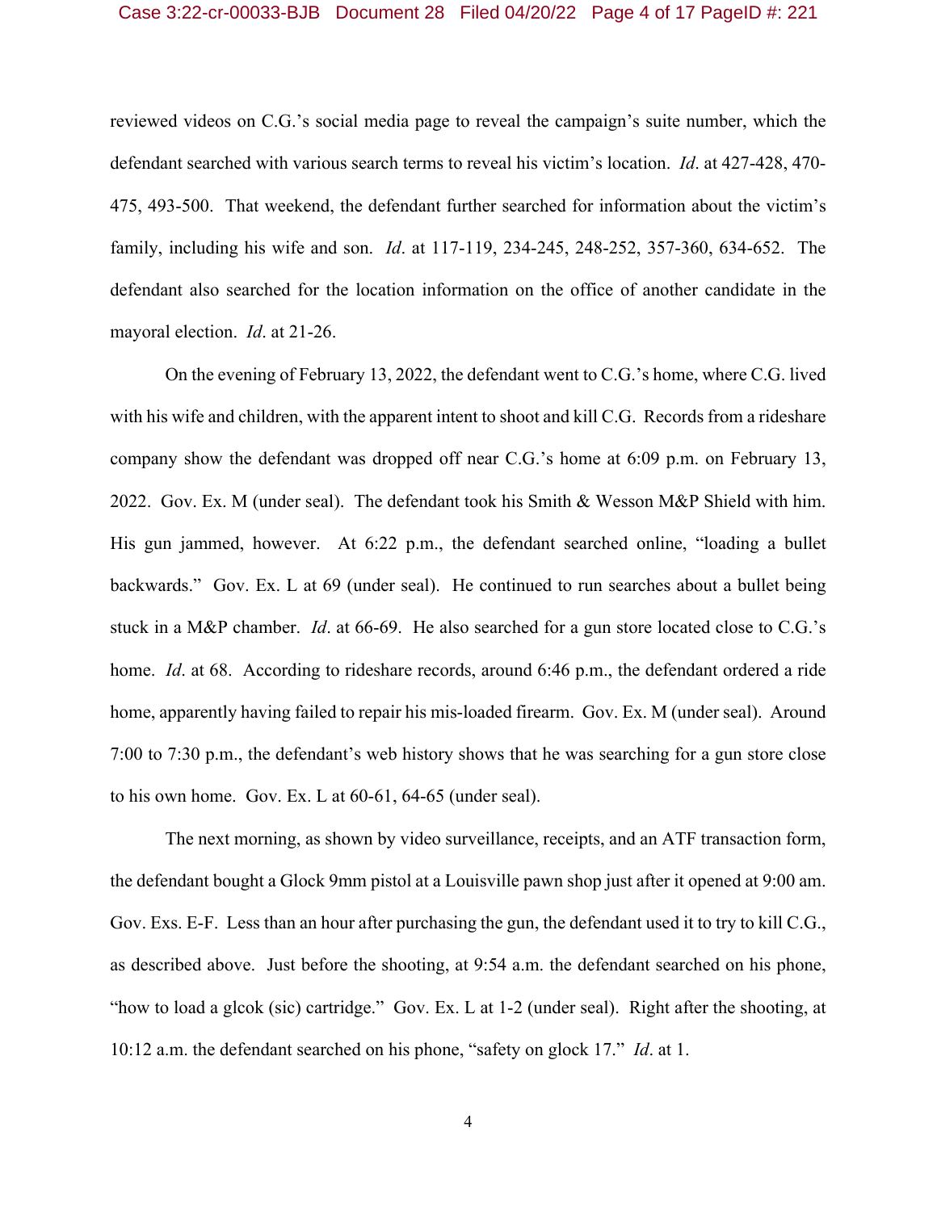reviewed videos on C.G.'s social media page to reveal the campaign's suite number, which the defendant searched with various search terms to reveal his victim's location. *Id*. at 427-428, 470-475, 493-500. That weekend, the defendant further searched for information about the victim's family, including his wife and son. *Id*. at 117-119, 234-245, 248-252, 357-360, 634-652. The defendant also searched for the location information on the office of another candidate in the mayoral election. *Id*. at 21-26.

On the evening of February 13, 2022, the defendant went to C.G.'s home, where C.G. lived with his wife and children, with the apparent intent to shoot and kill C.G. Records from a rideshare company show the defendant was dropped off near C.G.'s home at 6:09 p.m. on February 13, 2022. Gov. Ex. M (under seal). The defendant took his Smith & Wesson M&P Shield with him. His gun jammed, however. At 6:22 p.m., the defendant searched online, "loading a bullet backwards." Gov. Ex. L at 69 (under seal). He continued to run searches about a bullet being stuck in a M&P chamber. *Id*. at 66-69. He also searched for a gun store located close to C.G.'s home. *Id*. at 68. According to rideshare records, around 6:46 p.m., the defendant ordered a ride home, apparently having failed to repair his mis-loaded firearm. Gov. Ex. M (under seal). Around 7:00 to 7:30 p.m., the defendant's web history shows that he was searching for a gun store close to his own home. Gov. Ex. L at 60-61, 64-65 (under seal).

The next morning, as shown by video surveillance, receipts, and an ATF transaction form, the defendant bought a Glock 9mm pistol at a Louisville pawn shop just after it opened at 9:00 am. Gov. Exs. E-F. Less than an hour after purchasing the gun, the defendant used it to try to kill C.G., as described above. Just before the shooting, at 9:54 a.m. the defendant searched on his phone, "how to load a glcok (sic) cartridge." Gov. Ex. L at 1-2 (under seal). Right after the shooting, at 10:12 a.m. the defendant searched on his phone, "safety on glock 17." *Id*. at 1.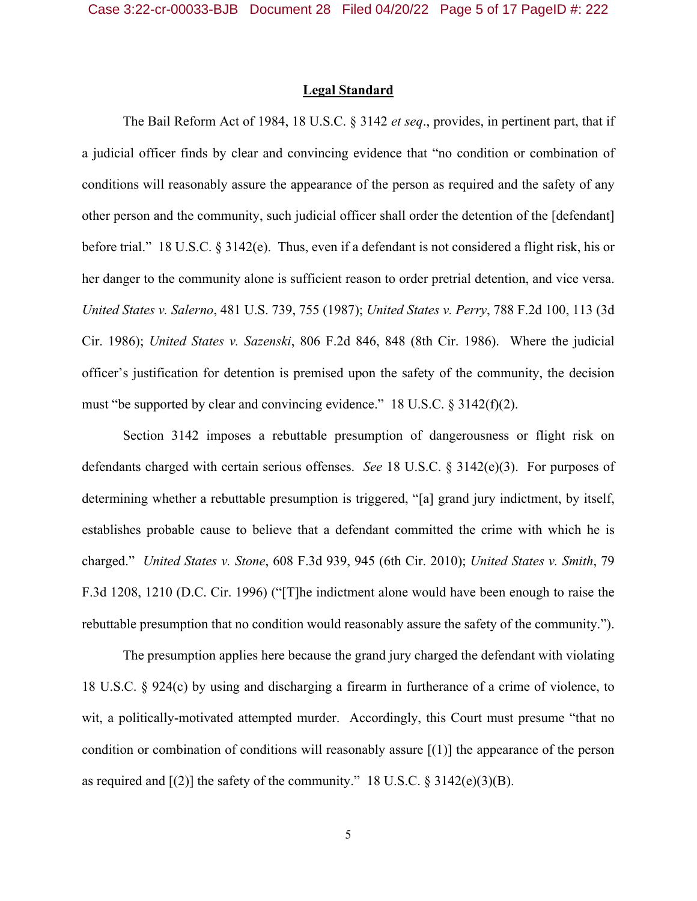## Legal Standard

The Bail Reform Act of 1984, 18 U.S.C. § 3142 *et seq*., provides, in pertinent part, that if a judicial officer finds by clear and convincing evidence that "no condition or combination of conditions will reasonably assure the appearance of the person as required and the safety of any other person and the community, such judicial officer shall order the detention of the [defendant] before trial." 18 U.S.C. § 3142(e). Thus, even if a defendant is not considered a flight risk, his or her danger to the community alone is sufficient reason to order pretrial detention, and vice versa. *United States v. Salerno*, 481 U.S. 739, 755 (1987); *United States v. Perry*, 788 F.2d 100, 113 (3d Cir. 1986); *United States v. Sazenski*, 806 F.2d 846, 848 (8th Cir. 1986). Where the judicial officer's justification for detention is premised upon the safety of the community, the decision must "be supported by clear and convincing evidence." 18 U.S.C. § 3142(f)(2).

Section 3142 imposes a rebuttable presumption of dangerousness or flight risk on defendants charged with certain serious offenses. *See* 18 U.S.C. § 3142(e)(3). For purposes of determining whether a rebuttable presumption is triggered, "[a] grand jury indictment, by itself, establishes probable cause to believe that a defendant committed the crime with which he is charged." *United States v. Stone*, 608 F.3d 939, 945 (6th Cir. 2010); *United States v. Smith*, 79 F.3d 1208, 1210 (D.C. Cir. 1996) ("[T]he indictment alone would have been enough to raise the rebuttable presumption that no condition would reasonably assure the safety of the community.").

The presumption applies here because the grand jury charged the defendant with violating 18 U.S.C. § 924(c) by using and discharging a firearm in furtherance of a crime of violence, to wit, a politically-motivated attempted murder. Accordingly, this Court must presume "that no condition or combination of conditions will reasonably assure [(1)] the appearance of the person as required and [(2)] the safety of the community." 18 U.S.C. § 3142(e)(3)(B).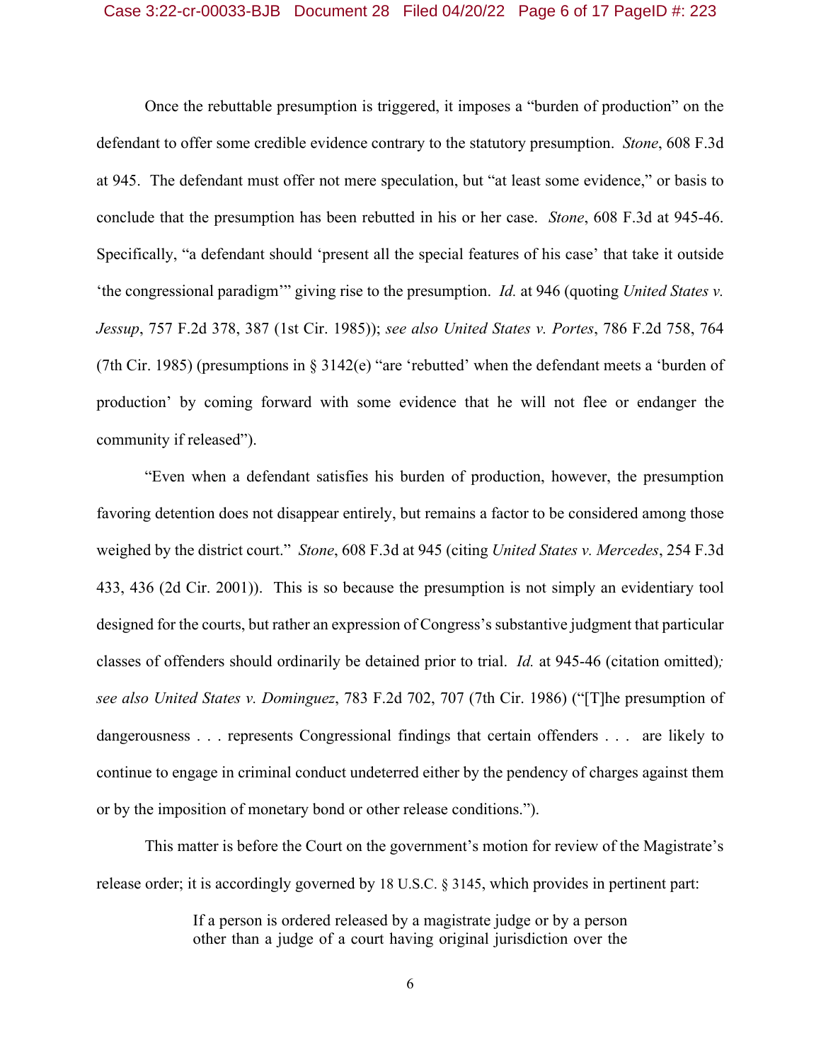Once the rebuttable presumption is triggered, it imposes a "burden of production" on the defendant to offer some credible evidence contrary to the statutory presumption. *Stone*, 608 F.3d at 945. The defendant must offer not mere speculation, but "at least some evidence," or basis to conclude that the presumption has been rebutted in his or her case. *Stone*, 608 F.3d at 945-46. Specifically, "a defendant should 'present all the special features of his case' that take it outside 'the congressional paradigm'" giving rise to the presumption. *Id.* at 946 (quoting *United States v. Jessup*, 757 F.2d 378, 387 (1st Cir. 1985)); *see also United States v. Portes*, 786 F.2d 758, 764 (7th Cir. 1985) (presumptions in § 3142(e) "are 'rebutted' when the defendant meets a 'burden of production' by coming forward with some evidence that he will not flee or endanger the community if released").

"Even when a defendant satisfies his burden of production, however, the presumption favoring detention does not disappear entirely, but remains a factor to be considered among those weighed by the district court." *Stone*, 608 F.3d at 945 (citing *United States v. Mercedes*, 254 F.3d 433, 436 (2d Cir. 2001)). This is so because the presumption is not simply an evidentiary tool designed for the courts, but rather an expression of Congress's substantive judgment that particular classes of offenders should ordinarily be detained prior to trial. *Id.* at 945-46 (citation omitted)*; see also United States v. Dominguez*, 783 F.2d 702, 707 (7th Cir. 1986) ("[T]he presumption of dangerousness . . . represents Congressional findings that certain offenders . . . are likely to continue to engage in criminal conduct undeterred either by the pendency of charges against them or by the imposition of monetary bond or other release conditions.").

This matter is before the Court on the government's motion for review of the Magistrate's release order; it is accordingly governed by 18 U.S.C. § 3145, which provides in pertinent part:

> If a person is ordered released by a magistrate judge or by a person other than a judge of a court having original jurisdiction over the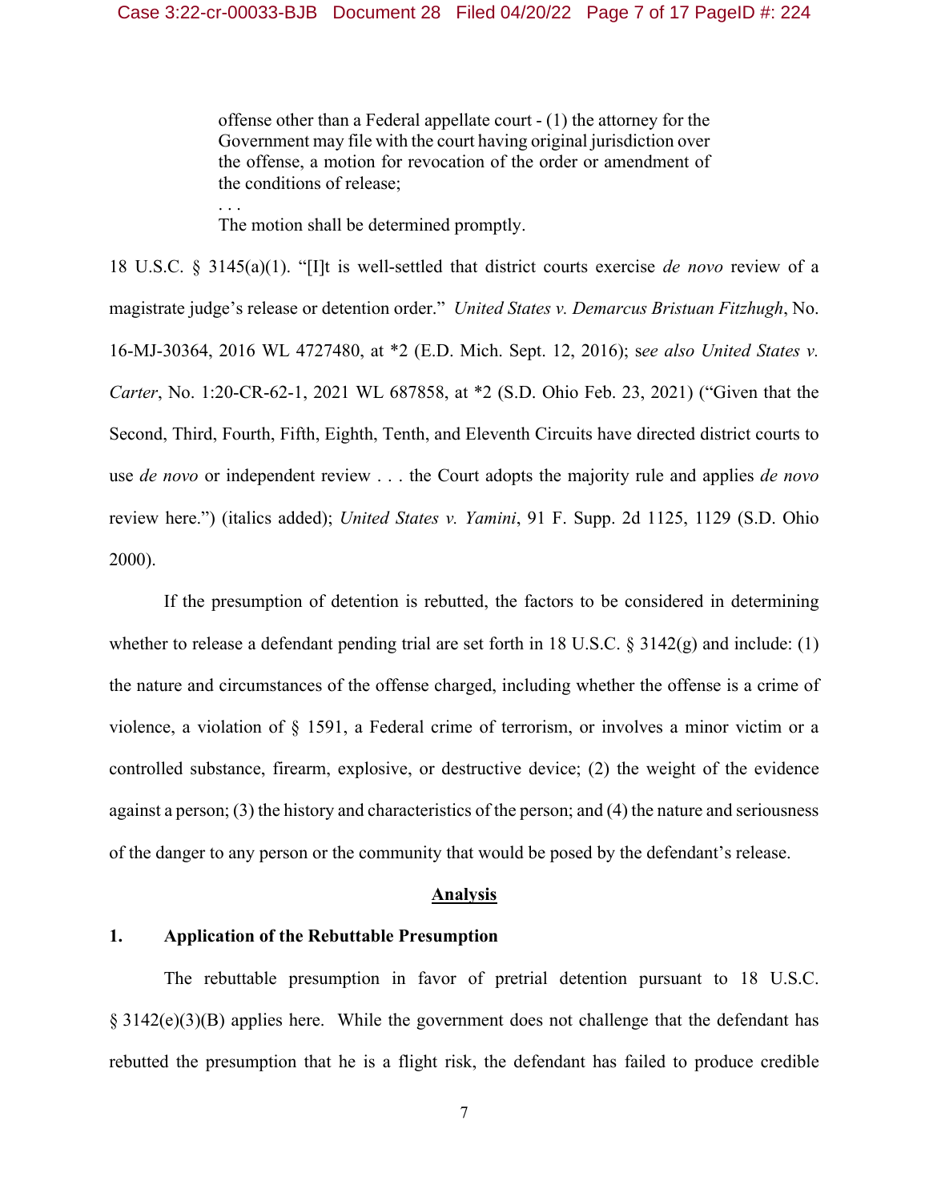> offense other than a Federal appellate court - (1) the attorney for the Government may file with the court having original jurisdiction over the offense, a motion for revocation of the order or amendment of the conditions of release;
>
> . . .
>
> The motion shall be determined promptly.

18 U.S.C. § 3145(a)(1). "[I]t is well-settled that district courts exercise *de novo* review of a magistrate judge's release or detention order." *United States v. Demarcus Bristuan Fitzhugh*, No. 16-MJ-30364, 2016 WL 4727480, at *2 (E.D. Mich. Sept. 12, 2016); s*ee also United States v. Carter*, No. 1:20-CR-62-1, 2021 WL 687858, at *2 (S.D. Ohio Feb. 23, 2021) ("Given that the Second, Third, Fourth, Fifth, Eighth, Tenth, and Eleventh Circuits have directed district courts to use *de novo* or independent review . . . the Court adopts the majority rule and applies *de novo* review here.") (italics added); *United States v. Yamini*, 91 F. Supp. 2d 1125, 1129 (S.D. Ohio 2000).

If the presumption of detention is rebutted, the factors to be considered in determining whether to release a defendant pending trial are set forth in 18 U.S.C. § 3142(g) and include: (1) the nature and circumstances of the offense charged, including whether the offense is a crime of violence, a violation of § 1591, a Federal crime of terrorism, or involves a minor victim or a controlled substance, firearm, explosive, or destructive device; (2) the weight of the evidence against a person; (3) the history and characteristics of the person; and (4) the nature and seriousness of the danger to any person or the community that would be posed by the defendant's release.

## Analysis

### 1. Application of the Rebuttable Presumption

The rebuttable presumption in favor of pretrial detention pursuant to 18 U.S.C. § 3142(e)(3)(B) applies here. While the government does not challenge that the defendant has rebutted the presumption that he is a flight risk, the defendant has failed to produce credible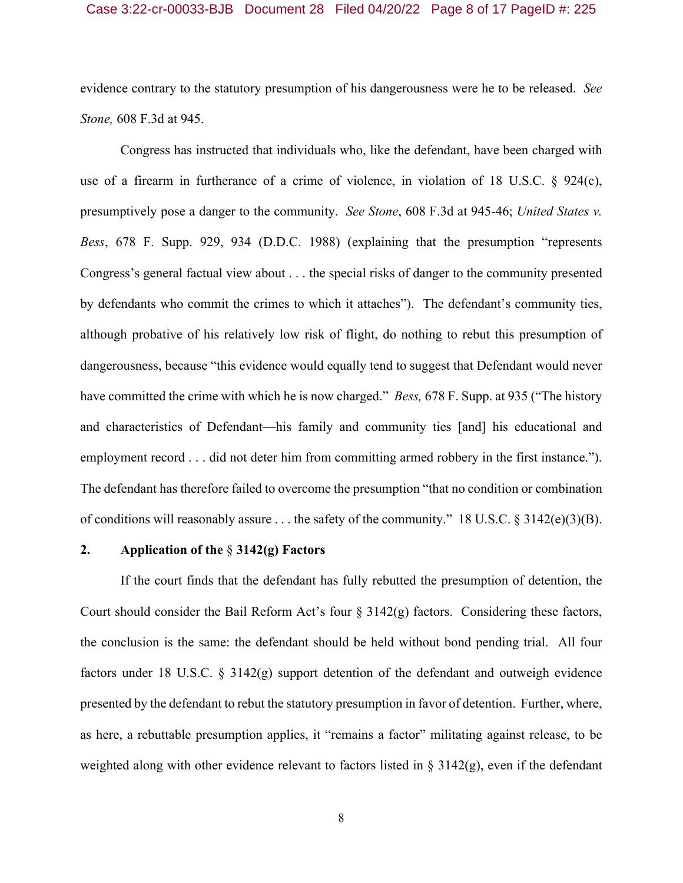evidence contrary to the statutory presumption of his dangerousness were he to be released. *See Stone,* 608 F.3d at 945.

Congress has instructed that individuals who, like the defendant, have been charged with use of a firearm in furtherance of a crime of violence, in violation of 18 U.S.C. § 924(c), presumptively pose a danger to the community. *See Stone*, 608 F.3d at 945-46; *United States v. Bess*, 678 F. Supp. 929, 934 (D.D.C. 1988) (explaining that the presumption "represents Congress's general factual view about . . . the special risks of danger to the community presented by defendants who commit the crimes to which it attaches"). The defendant's community ties, although probative of his relatively low risk of flight, do nothing to rebut this presumption of dangerousness, because "this evidence would equally tend to suggest that Defendant would never have committed the crime with which he is now charged." *Bess,* 678 F. Supp. at 935 ("The history and characteristics of Defendant—his family and community ties [and] his educational and employment record . . . did not deter him from committing armed robbery in the first instance."). The defendant has therefore failed to overcome the presumption "that no condition or combination of conditions will reasonably assure . . . the safety of the community." 18 U.S.C. § 3142(e)(3)(B).

### 2. Application of the § 3142(g) Factors

If the court finds that the defendant has fully rebutted the presumption of detention, the Court should consider the Bail Reform Act's four § 3142(g) factors. Considering these factors, the conclusion is the same: the defendant should be held without bond pending trial. All four factors under 18 U.S.C. § 3142(g) support detention of the defendant and outweigh evidence presented by the defendant to rebut the statutory presumption in favor of detention. Further, where, as here, a rebuttable presumption applies, it "remains a factor" militating against release, to be weighted along with other evidence relevant to factors listed in § 3142(g), even if the defendant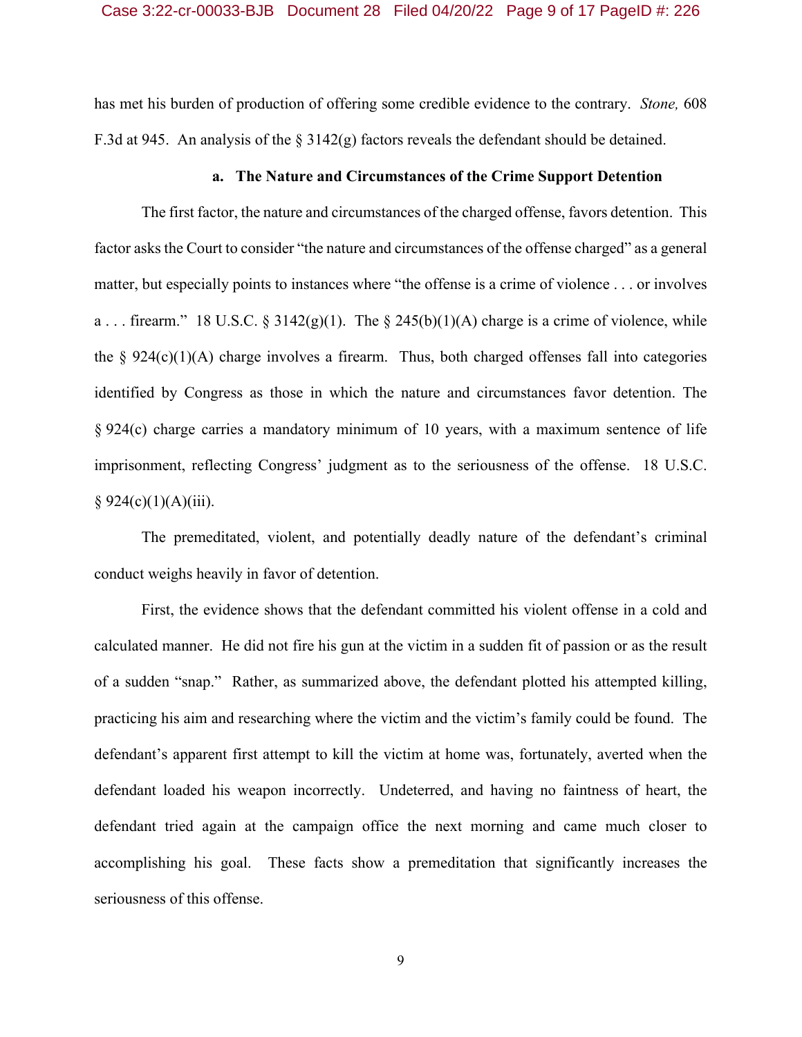has met his burden of production of offering some credible evidence to the contrary. *Stone,* 608 F.3d at 945. An analysis of the § 3142(g) factors reveals the defendant should be detained.

**a. The Nature and Circumstances of the Crime Support Detention**

The first factor, the nature and circumstances of the charged offense, favors detention. This factor asks the Court to consider "the nature and circumstances of the offense charged" as a general matter, but especially points to instances where "the offense is a crime of violence . . . or involves a . . . firearm." 18 U.S.C. § 3142(g)(1). The § 245(b)(1)(A) charge is a crime of violence, while the § 924(c)(1)(A) charge involves a firearm. Thus, both charged offenses fall into categories identified by Congress as those in which the nature and circumstances favor detention. The § 924(c) charge carries a mandatory minimum of 10 years, with a maximum sentence of life imprisonment, reflecting Congress' judgment as to the seriousness of the offense. 18 U.S.C. § 924(c)(1)(A)(iii).

The premeditated, violent, and potentially deadly nature of the defendant's criminal conduct weighs heavily in favor of detention.

First, the evidence shows that the defendant committed his violent offense in a cold and calculated manner. He did not fire his gun at the victim in a sudden fit of passion or as the result of a sudden "snap." Rather, as summarized above, the defendant plotted his attempted killing, practicing his aim and researching where the victim and the victim's family could be found. The defendant's apparent first attempt to kill the victim at home was, fortunately, averted when the defendant loaded his weapon incorrectly. Undeterred, and having no faintness of heart, the defendant tried again at the campaign office the next morning and came much closer to accomplishing his goal. These facts show a premeditation that significantly increases the seriousness of this offense.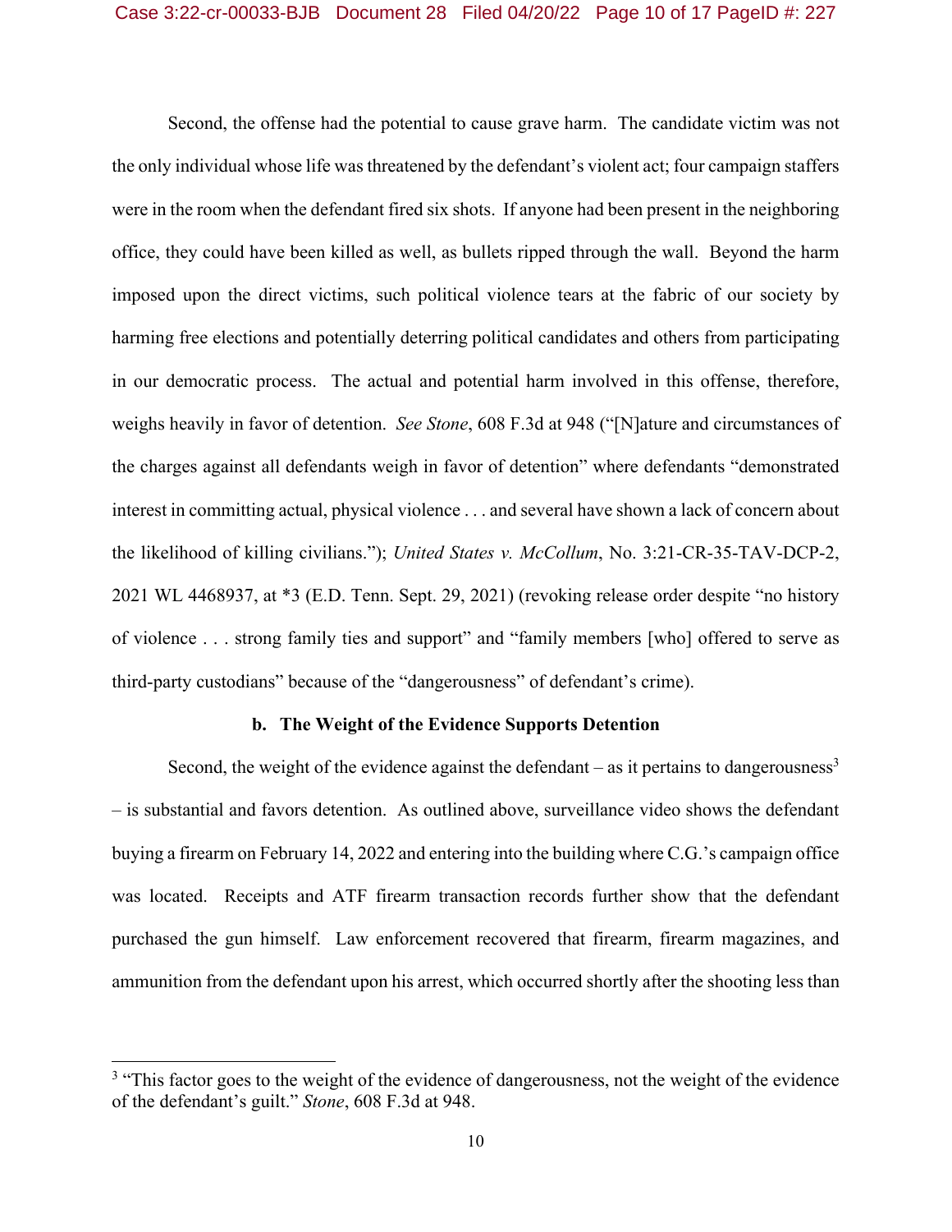Second, the offense had the potential to cause grave harm. The candidate victim was not the only individual whose life was threatened by the defendant's violent act; four campaign staffers were in the room when the defendant fired six shots. If anyone had been present in the neighboring office, they could have been killed as well, as bullets ripped through the wall. Beyond the harm imposed upon the direct victims, such political violence tears at the fabric of our society by harming free elections and potentially deterring political candidates and others from participating in our democratic process. The actual and potential harm involved in this offense, therefore, weighs heavily in favor of detention. *See Stone*, 608 F.3d at 948 ("[N]ature and circumstances of the charges against all defendants weigh in favor of detention" where defendants "demonstrated interest in committing actual, physical violence . . . and several have shown a lack of concern about the likelihood of killing civilians."); *United States v. McCollum*, No. 3:21-CR-35-TAV-DCP-2, 2021 WL 4468937, at *3 (E.D. Tenn. Sept. 29, 2021) (revoking release order despite "no history of violence . . . strong family ties and support" and "family members [who] offered to serve as third-party custodians" because of the "dangerousness" of defendant's crime).

**b. The Weight of the Evidence Supports Detention**

Second, the weight of the evidence against the defendant – as it pertains to dangerousness[3] – is substantial and favors detention. As outlined above, surveillance video shows the defendant buying a firearm on February 14, 2022 and entering into the building where C.G.'s campaign office was located. Receipts and ATF firearm transaction records further show that the defendant purchased the gun himself. Law enforcement recovered that firearm, firearm magazines, and ammunition from the defendant upon his arrest, which occurred shortly after the shooting less than

[3] "This factor goes to the weight of the evidence of dangerousness, not the weight of the evidence of the defendant's guilt." *Stone*, 608 F.3d at 948.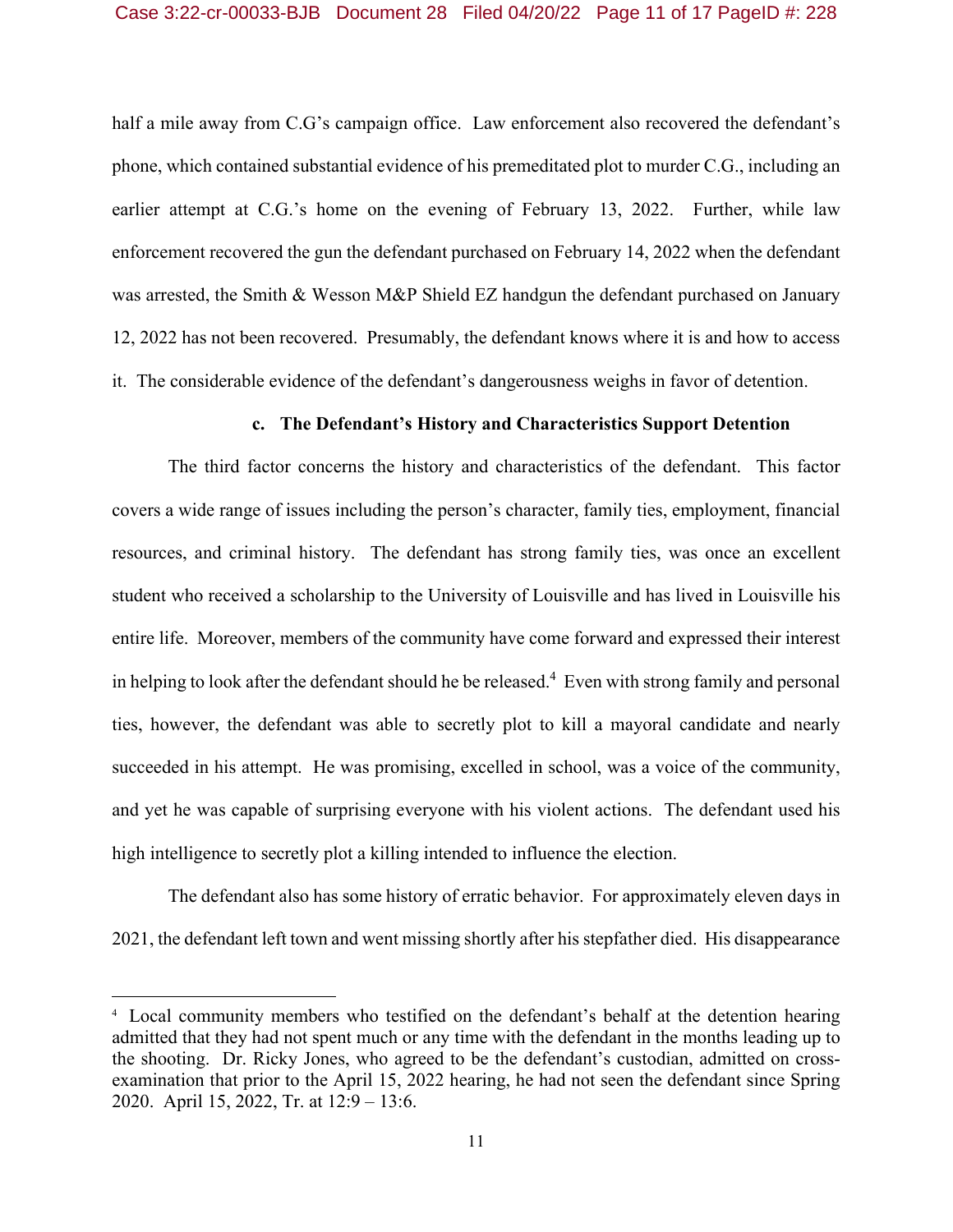half a mile away from C.G's campaign office. Law enforcement also recovered the defendant's phone, which contained substantial evidence of his premeditated plot to murder C.G., including an earlier attempt at C.G.'s home on the evening of February 13, 2022. Further, while law enforcement recovered the gun the defendant purchased on February 14, 2022 when the defendant was arrested, the Smith & Wesson M&P Shield EZ handgun the defendant purchased on January 12, 2022 has not been recovered. Presumably, the defendant knows where it is and how to access it. The considerable evidence of the defendant's dangerousness weighs in favor of detention.

### c. The Defendant's History and Characteristics Support Detention

The third factor concerns the history and characteristics of the defendant. This factor covers a wide range of issues including the person's character, family ties, employment, financial resources, and criminal history. The defendant has strong family ties, was once an excellent student who received a scholarship to the University of Louisville and has lived in Louisville his entire life. Moreover, members of the community have come forward and expressed their interest in helping to look after the defendant should he be released.[4] Even with strong family and personal ties, however, the defendant was able to secretly plot to kill a mayoral candidate and nearly succeeded in his attempt. He was promising, excelled in school, was a voice of the community, and yet he was capable of surprising everyone with his violent actions. The defendant used his high intelligence to secretly plot a killing intended to influence the election.

The defendant also has some history of erratic behavior. For approximately eleven days in 2021, the defendant left town and went missing shortly after his stepfather died. His disappearance

---

[4] Local community members who testified on the defendant's behalf at the detention hearing admitted that they had not spent much or any time with the defendant in the months leading up to the shooting. Dr. Ricky Jones, who agreed to be the defendant's custodian, admitted on cross-examination that prior to the April 15, 2022 hearing, he had not seen the defendant since Spring 2020. April 15, 2022, Tr. at 12:9 – 13:6.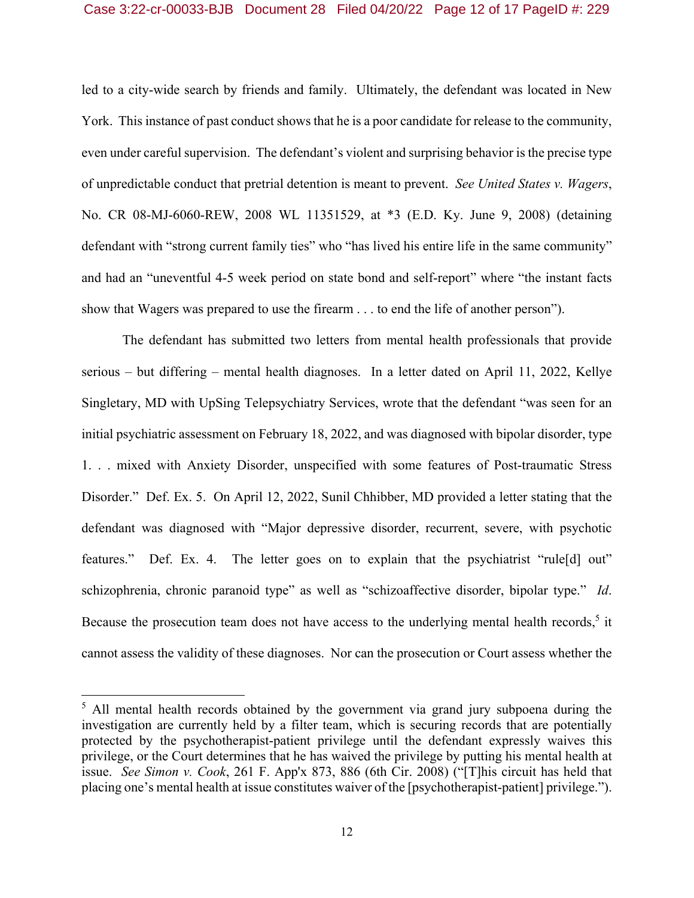led to a city-wide search by friends and family. Ultimately, the defendant was located in New York. This instance of past conduct shows that he is a poor candidate for release to the community, even under careful supervision. The defendant's violent and surprising behavior is the precise type of unpredictable conduct that pretrial detention is meant to prevent. *See United States v. Wagers*, No. CR 08-MJ-6060-REW, 2008 WL 11351529, at *3 (E.D. Ky. June 9, 2008) (detaining defendant with "strong current family ties" who "has lived his entire life in the same community" and had an "uneventful 4-5 week period on state bond and self-report" where "the instant facts show that Wagers was prepared to use the firearm . . . to end the life of another person").

The defendant has submitted two letters from mental health professionals that provide serious – but differing – mental health diagnoses. In a letter dated on April 11, 2022, Kellye Singletary, MD with UpSing Telepsychiatry Services, wrote that the defendant "was seen for an initial psychiatric assessment on February 18, 2022, and was diagnosed with bipolar disorder, type 1. . . mixed with Anxiety Disorder, unspecified with some features of Post-traumatic Stress Disorder." Def. Ex. 5. On April 12, 2022, Sunil Chhibber, MD provided a letter stating that the defendant was diagnosed with "Major depressive disorder, recurrent, severe, with psychotic features." Def. Ex. 4. The letter goes on to explain that the psychiatrist "rule[d] out" schizophrenia, chronic paranoid type" as well as "schizoaffective disorder, bipolar type." *Id*. Because the prosecution team does not have access to the underlying mental health records,[5] it cannot assess the validity of these diagnoses. Nor can the prosecution or Court assess whether the

[5] All mental health records obtained by the government via grand jury subpoena during the investigation are currently held by a filter team, which is securing records that are potentially protected by the psychotherapist-patient privilege until the defendant expressly waives this privilege, or the Court determines that he has waived the privilege by putting his mental health at issue. *See Simon v. Cook*, 261 F. App'x 873, 886 (6th Cir. 2008) ("[T]his circuit has held that placing one's mental health at issue constitutes waiver of the [psychotherapist-patient] privilege.").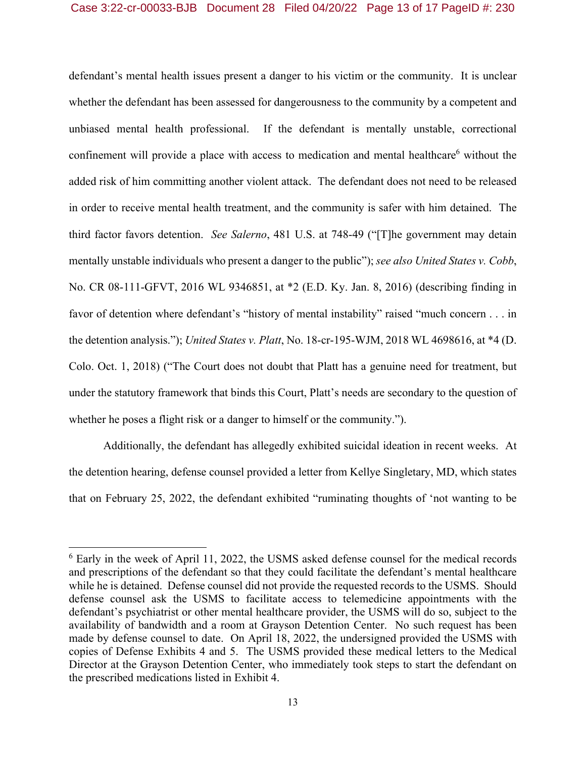defendant's mental health issues present a danger to his victim or the community. It is unclear whether the defendant has been assessed for dangerousness to the community by a competent and unbiased mental health professional. If the defendant is mentally unstable, correctional confinement will provide a place with access to medication and mental healthcare[6] without the added risk of him committing another violent attack. The defendant does not need to be released in order to receive mental health treatment, and the community is safer with him detained. The third factor favors detention. *See Salerno*, 481 U.S. at 748-49 ("[T]he government may detain mentally unstable individuals who present a danger to the public"); *see also United States v. Cobb*, No. CR 08-111-GFVT, 2016 WL 9346851, at *2 (E.D. Ky. Jan. 8, 2016) (describing finding in favor of detention where defendant's "history of mental instability" raised "much concern . . . in the detention analysis."); *United States v. Platt*, No. 18-cr-195-WJM, 2018 WL 4698616, at *4 (D. Colo. Oct. 1, 2018) ("The Court does not doubt that Platt has a genuine need for treatment, but under the statutory framework that binds this Court, Platt's needs are secondary to the question of whether he poses a flight risk or a danger to himself or the community.").

Additionally, the defendant has allegedly exhibited suicidal ideation in recent weeks. At the detention hearing, defense counsel provided a letter from Kellye Singletary, MD, which states that on February 25, 2022, the defendant exhibited "ruminating thoughts of 'not wanting to be

---

[6] Early in the week of April 11, 2022, the USMS asked defense counsel for the medical records and prescriptions of the defendant so that they could facilitate the defendant's mental healthcare while he is detained. Defense counsel did not provide the requested records to the USMS. Should defense counsel ask the USMS to facilitate access to telemedicine appointments with the defendant's psychiatrist or other mental healthcare provider, the USMS will do so, subject to the availability of bandwidth and a room at Grayson Detention Center. No such request has been made by defense counsel to date. On April 18, 2022, the undersigned provided the USMS with copies of Defense Exhibits 4 and 5. The USMS provided these medical letters to the Medical Director at the Grayson Detention Center, who immediately took steps to start the defendant on the prescribed medications listed in Exhibit 4.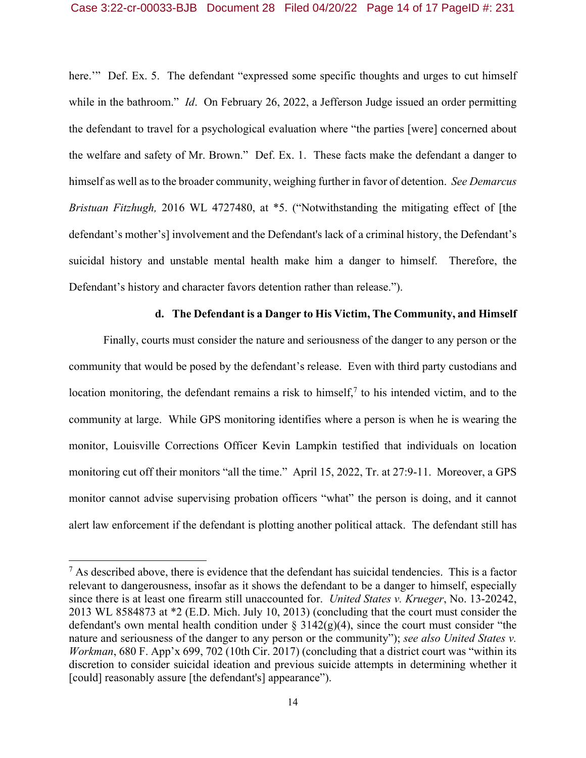here.'" Def. Ex. 5. The defendant "expressed some specific thoughts and urges to cut himself while in the bathroom." *Id*. On February 26, 2022, a Jefferson Judge issued an order permitting the defendant to travel for a psychological evaluation where "the parties [were] concerned about the welfare and safety of Mr. Brown." Def. Ex. 1. These facts make the defendant a danger to himself as well as to the broader community, weighing further in favor of detention. *See Demarcus Bristuan Fitzhugh,* 2016 WL 4727480, at *5. ("Notwithstanding the mitigating effect of [the defendant's mother's] involvement and the Defendant's lack of a criminal history, the Defendant's suicidal history and unstable mental health make him a danger to himself. Therefore, the Defendant's history and character favors detention rather than release.").

**d. The Defendant is a Danger to His Victim, The Community, and Himself**

Finally, courts must consider the nature and seriousness of the danger to any person or the community that would be posed by the defendant's release. Even with third party custodians and location monitoring, the defendant remains a risk to himself,[7] to his intended victim, and to the community at large. While GPS monitoring identifies where a person is when he is wearing the monitor, Louisville Corrections Officer Kevin Lampkin testified that individuals on location monitoring cut off their monitors "all the time." April 15, 2022, Tr. at 27:9-11. Moreover, a GPS monitor cannot advise supervising probation officers "what" the person is doing, and it cannot alert law enforcement if the defendant is plotting another political attack. The defendant still has

---

[7] As described above, there is evidence that the defendant has suicidal tendencies. This is a factor relevant to dangerousness, insofar as it shows the defendant to be a danger to himself, especially since there is at least one firearm still unaccounted for. *United States v. Krueger*, No. 13-20242, 2013 WL 8584873 at *2 (E.D. Mich. July 10, 2013) (concluding that the court must consider the defendant's own mental health condition under § 3142(g)(4), since the court must consider "the nature and seriousness of the danger to any person or the community"); *see also United States v. Workman*, 680 F. App'x 699, 702 (10th Cir. 2017) (concluding that a district court was "within its discretion to consider suicidal ideation and previous suicide attempts in determining whether it [could] reasonably assure [the defendant's] appearance").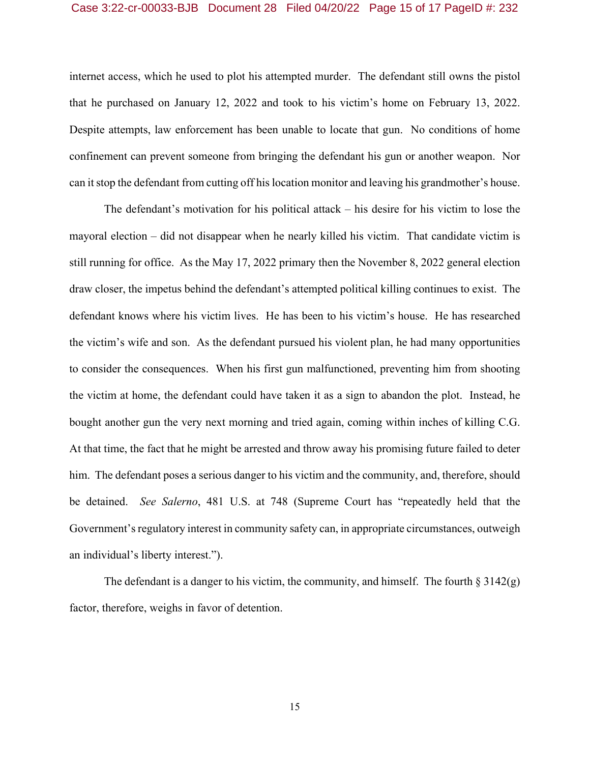internet access, which he used to plot his attempted murder. The defendant still owns the pistol that he purchased on January 12, 2022 and took to his victim's home on February 13, 2022. Despite attempts, law enforcement has been unable to locate that gun. No conditions of home confinement can prevent someone from bringing the defendant his gun or another weapon. Nor can it stop the defendant from cutting off his location monitor and leaving his grandmother's house.

The defendant's motivation for his political attack – his desire for his victim to lose the mayoral election – did not disappear when he nearly killed his victim. That candidate victim is still running for office. As the May 17, 2022 primary then the November 8, 2022 general election draw closer, the impetus behind the defendant's attempted political killing continues to exist. The defendant knows where his victim lives. He has been to his victim's house. He has researched the victim's wife and son. As the defendant pursued his violent plan, he had many opportunities to consider the consequences. When his first gun malfunctioned, preventing him from shooting the victim at home, the defendant could have taken it as a sign to abandon the plot. Instead, he bought another gun the very next morning and tried again, coming within inches of killing C.G. At that time, the fact that he might be arrested and throw away his promising future failed to deter him. The defendant poses a serious danger to his victim and the community, and, therefore, should be detained. *See Salerno*, 481 U.S. at 748 (Supreme Court has "repeatedly held that the Government's regulatory interest in community safety can, in appropriate circumstances, outweigh an individual's liberty interest.").

The defendant is a danger to his victim, the community, and himself. The fourth § 3142(g) factor, therefore, weighs in favor of detention.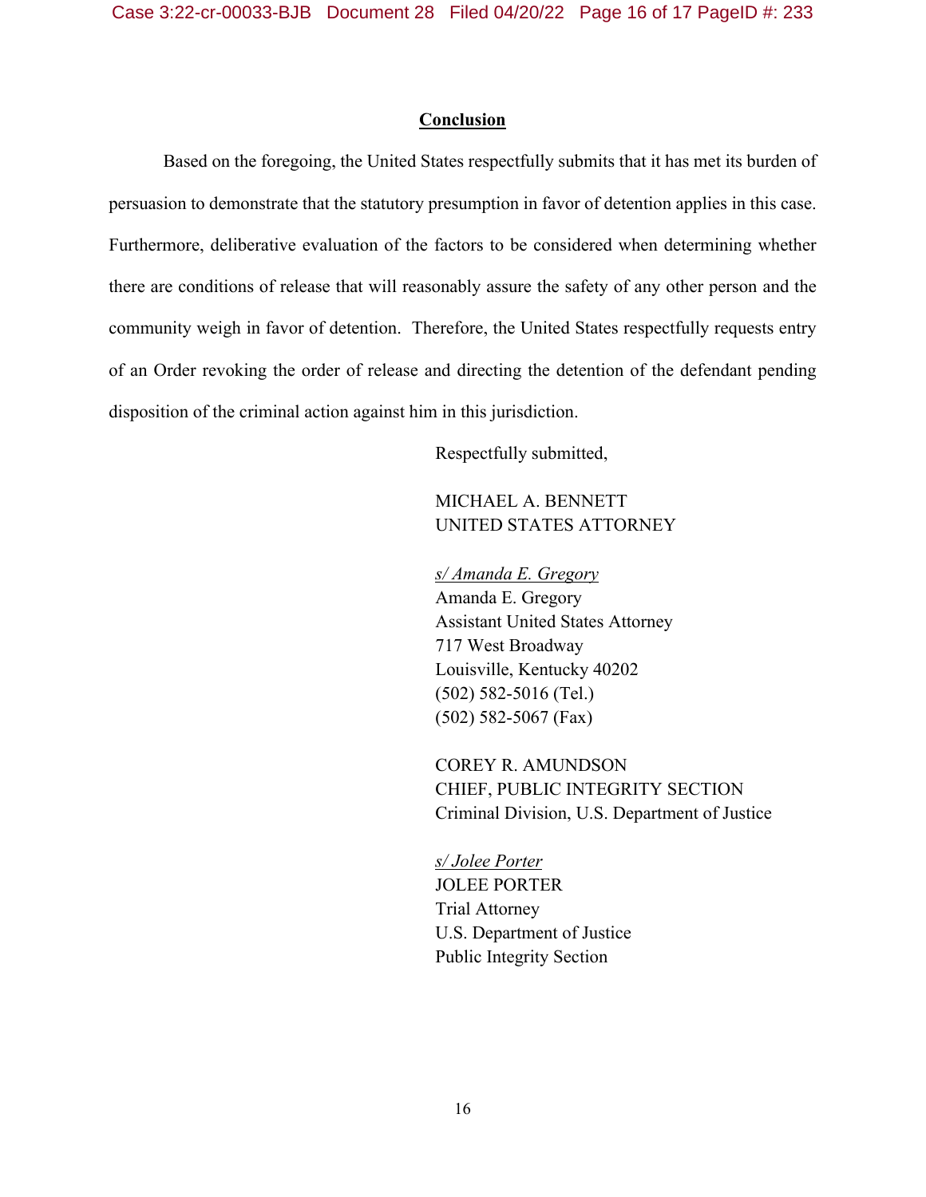## Conclusion

Based on the foregoing, the United States respectfully submits that it has met its burden of persuasion to demonstrate that the statutory presumption in favor of detention applies in this case. Furthermore, deliberative evaluation of the factors to be considered when determining whether there are conditions of release that will reasonably assure the safety of any other person and the community weigh in favor of detention. Therefore, the United States respectfully requests entry of an Order revoking the order of release and directing the detention of the defendant pending disposition of the criminal action against him in this jurisdiction.

Respectfully submitted,

MICHAEL A. BENNETT
UNITED STATES ATTORNEY

*s/ Amanda E. Gregory*
Amanda E. Gregory
Assistant United States Attorney
717 West Broadway
Louisville, Kentucky 40202
(502) 582-5016 (Tel.)
(502) 582-5067 (Fax)

COREY R. AMUNDSON
CHIEF, PUBLIC INTEGRITY SECTION
Criminal Division, U.S. Department of Justice

*s/ Jolee Porter*
JOLEE PORTER
Trial Attorney
U.S. Department of Justice
Public Integrity Section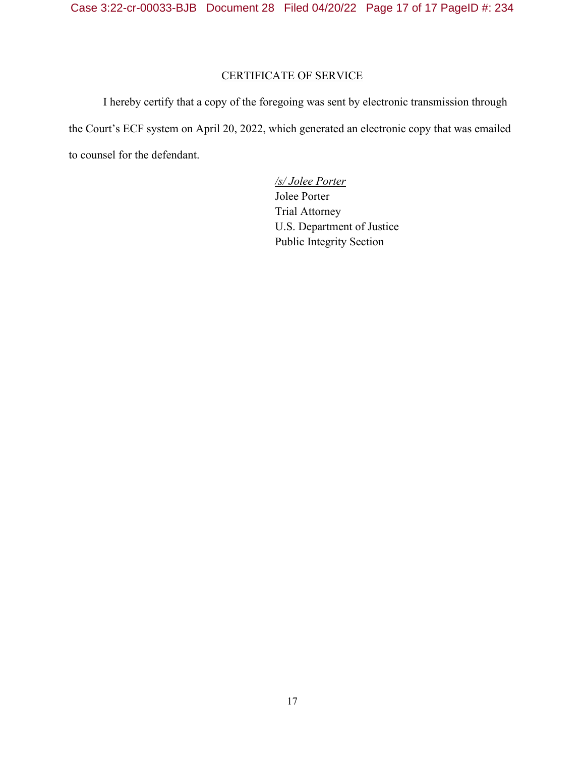## CERTIFICATE OF SERVICE

I hereby certify that a copy of the foregoing was sent by electronic transmission through the Court's ECF system on April 20, 2022, which generated an electronic copy that was emailed to counsel for the defendant.

*/s/ Jolee Porter*
Jolee Porter
Trial Attorney
U.S. Department of Justice
Public Integrity Section